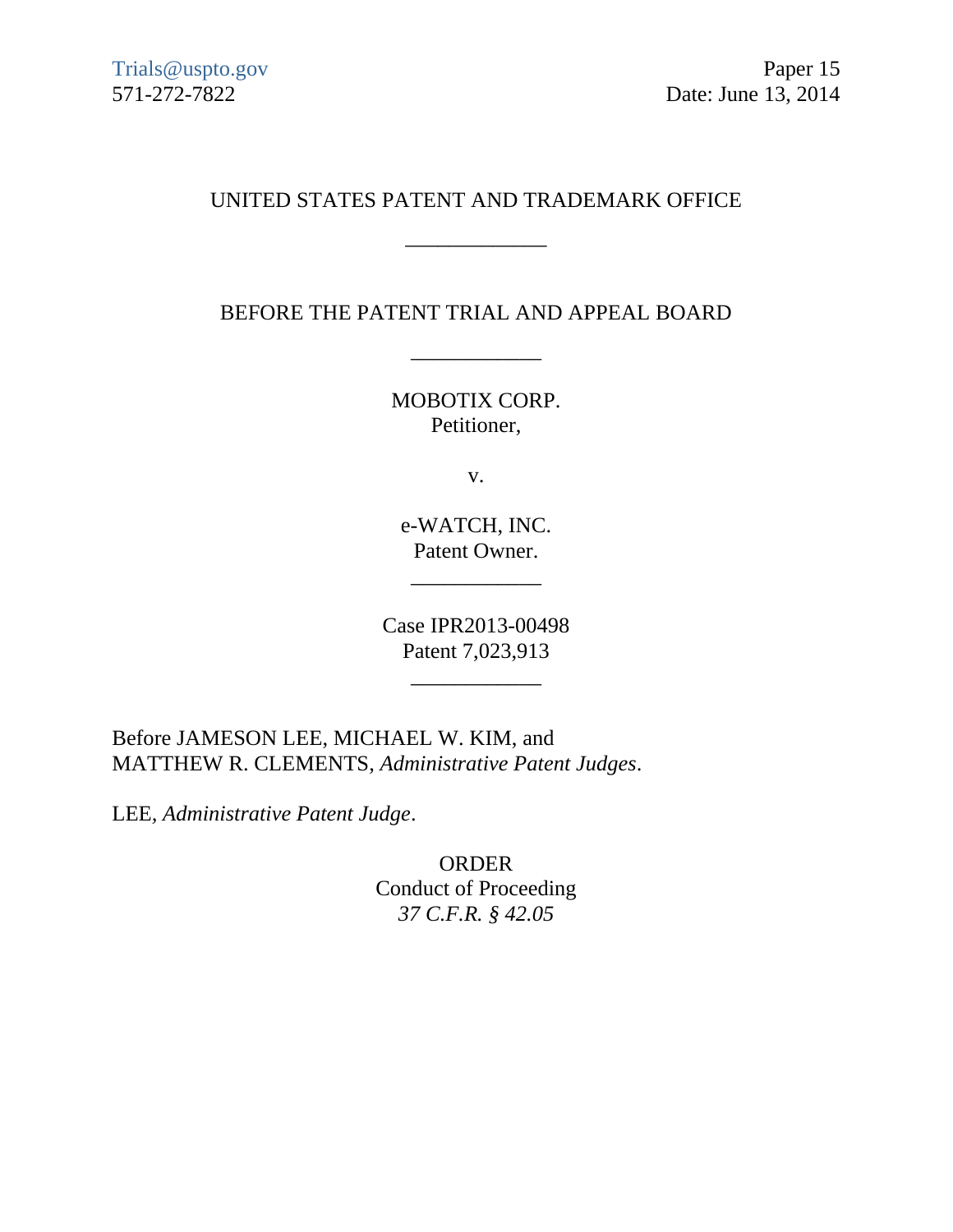Trials@uspto.gov
571-272-7822

Paper 15
Date: June 13, 2014

UNITED STATES PATENT AND TRADEMARK OFFICE

\_\_\_\_\_\_\_\_\_\_\_\_

BEFORE THE PATENT TRIAL AND APPEAL BOARD

\_\_\_\_\_\_\_\_\_\_\_\_

MOBOTIX CORP.
Petitioner,

v.

e-WATCH, INC.
Patent Owner.

\_\_\_\_\_\_\_\_\_\_\_\_

Case IPR2013-00498
Patent 7,023,913

\_\_\_\_\_\_\_\_\_\_\_\_

Before JAMESON LEE, MICHAEL W. KIM, and MATTHEW R. CLEMENTS, *Administrative Patent Judges*.

LEE, *Administrative Patent Judge*.

ORDER
Conduct of Proceeding
*37 C.F.R. § 42.05*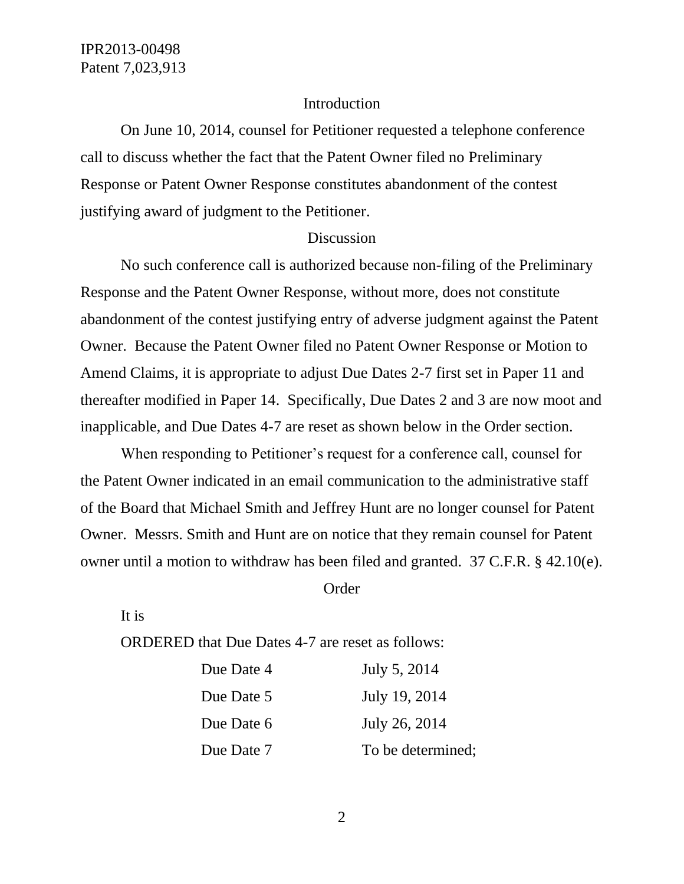## Introduction

On June 10, 2014, counsel for Petitioner requested a telephone conference call to discuss whether the fact that the Patent Owner filed no Preliminary Response or Patent Owner Response constitutes abandonment of the contest justifying award of judgment to the Petitioner.

## Discussion

No such conference call is authorized because non-filing of the Preliminary Response and the Patent Owner Response, without more, does not constitute abandonment of the contest justifying entry of adverse judgment against the Patent Owner. Because the Patent Owner filed no Patent Owner Response or Motion to Amend Claims, it is appropriate to adjust Due Dates 2-7 first set in Paper 11 and thereafter modified in Paper 14. Specifically, Due Dates 2 and 3 are now moot and inapplicable, and Due Dates 4-7 are reset as shown below in the Order section.

When responding to Petitioner's request for a conference call, counsel for the Patent Owner indicated in an email communication to the administrative staff of the Board that Michael Smith and Jeffrey Hunt are no longer counsel for Patent Owner. Messrs. Smith and Hunt are on notice that they remain counsel for Patent owner until a motion to withdraw has been filed and granted. 37 C.F.R. § 42.10(e).

## Order

It is

ORDERED that Due Dates 4-7 are reset as follows:

| | |
|---|---|
| Due Date 4 | July 5, 2014 |
| Due Date 5 | July 19, 2014 |
| Due Date 6 | July 26, 2014 |
| Due Date 7 | To be determined; |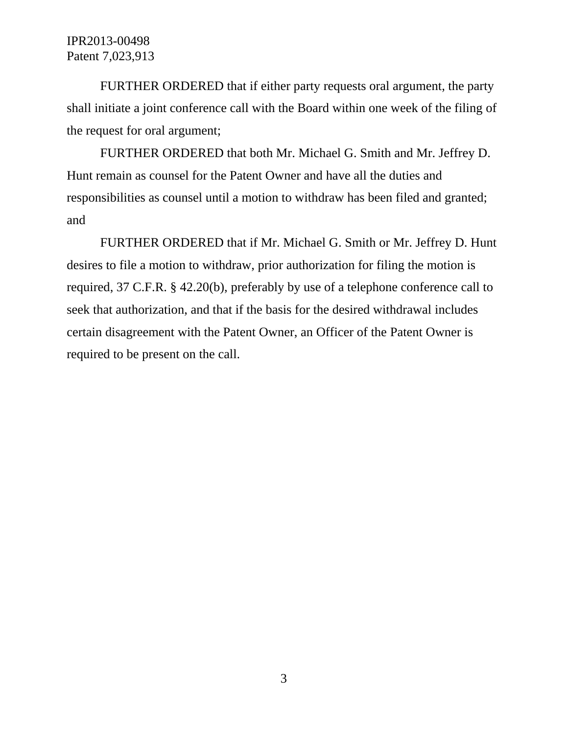FURTHER ORDERED that if either party requests oral argument, the party shall initiate a joint conference call with the Board within one week of the filing of the request for oral argument;

FURTHER ORDERED that both Mr. Michael G. Smith and Mr. Jeffrey D. Hunt remain as counsel for the Patent Owner and have all the duties and responsibilities as counsel until a motion to withdraw has been filed and granted; and

FURTHER ORDERED that if Mr. Michael G. Smith or Mr. Jeffrey D. Hunt desires to file a motion to withdraw, prior authorization for filing the motion is required, 37 C.F.R. § 42.20(b), preferably by use of a telephone conference call to seek that authorization, and that if the basis for the desired withdrawal includes certain disagreement with the Patent Owner, an Officer of the Patent Owner is required to be present on the call.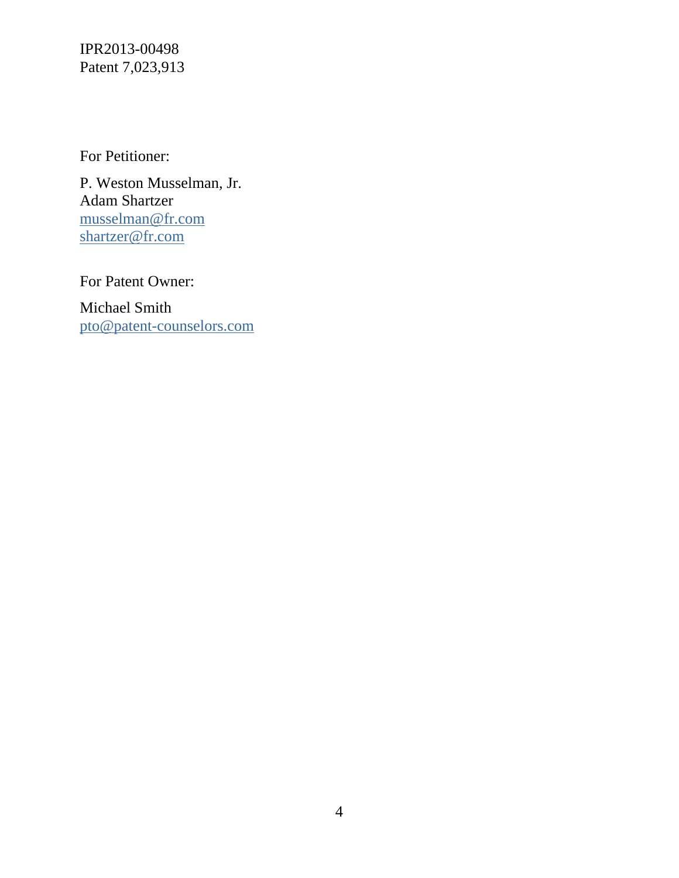For Petitioner:

P. Weston Musselman, Jr.
Adam Shartzer
musselman@fr.com
shartzer@fr.com

For Patent Owner:

Michael Smith
pto@patent-counselors.com